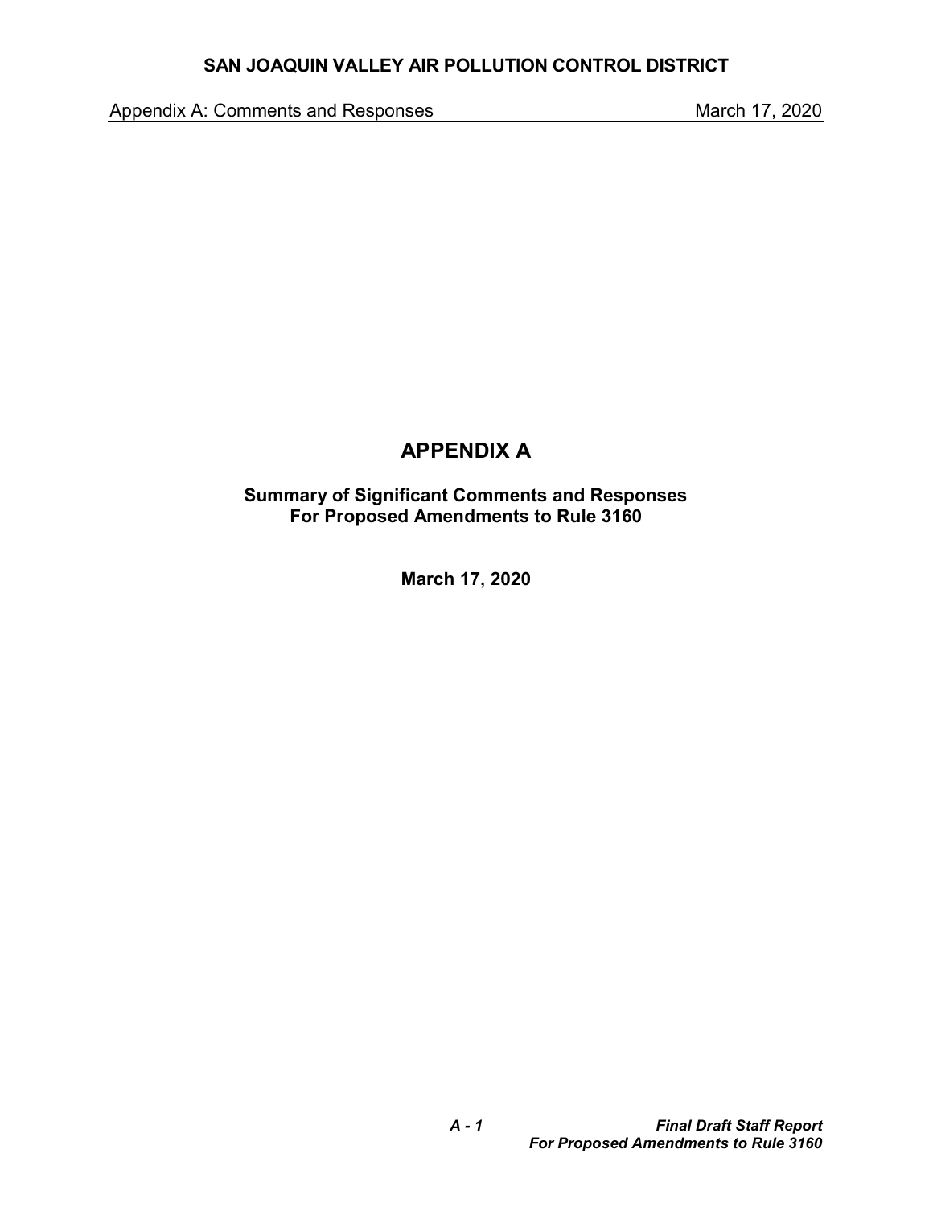# APPENDIX A

**Summary of Significant Comments and Responses**
**For Proposed Amendments to Rule 3160**

**March 17, 2020**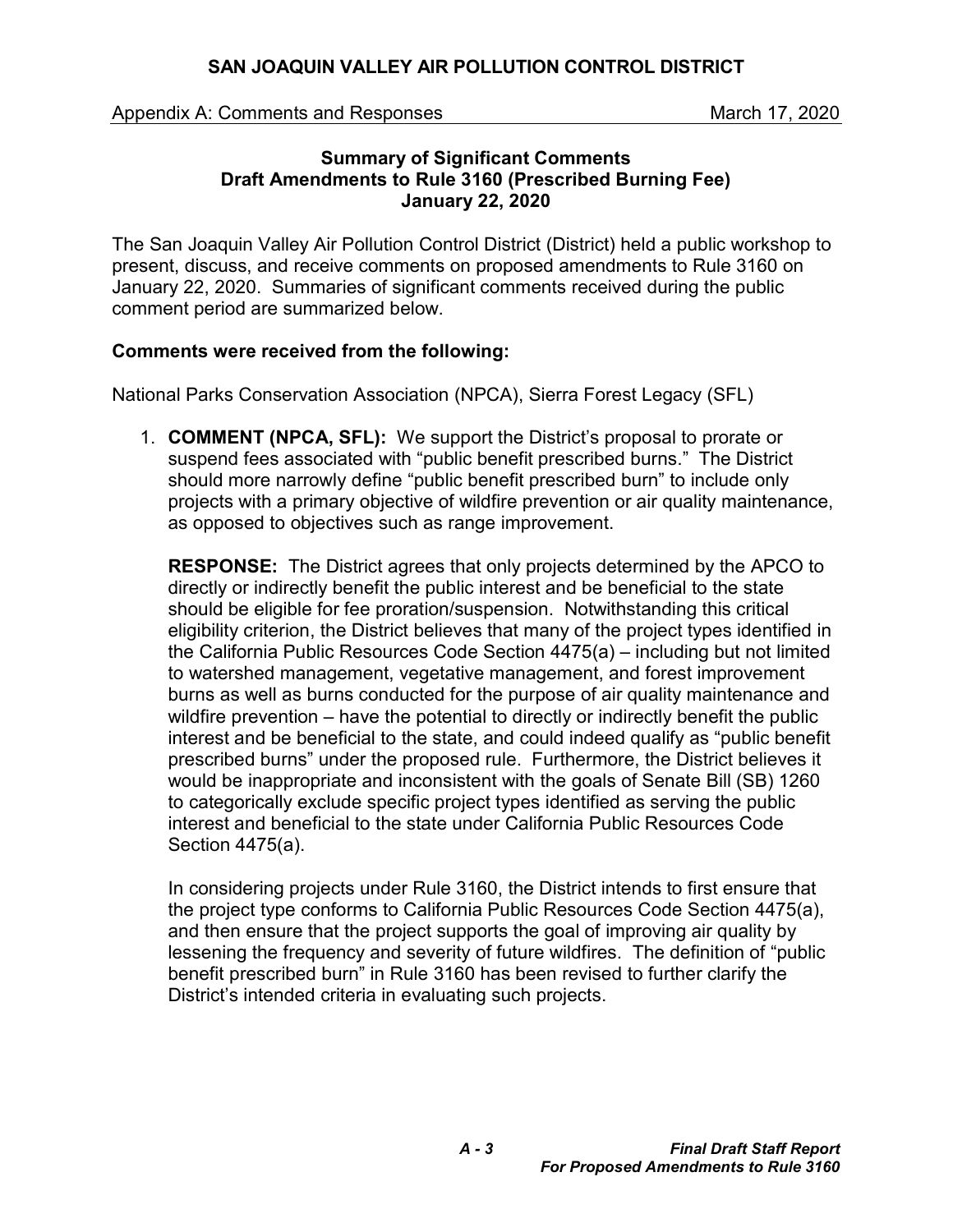### Summary of Significant Comments
### Draft Amendments to Rule 3160 (Prescribed Burning Fee)
### January 22, 2020

The San Joaquin Valley Air Pollution Control District (District) held a public workshop to present, discuss, and receive comments on proposed amendments to Rule 3160 on January 22, 2020. Summaries of significant comments received during the public comment period are summarized below.

**Comments were received from the following:**

National Parks Conservation Association (NPCA), Sierra Forest Legacy (SFL)

1. **COMMENT (NPCA, SFL):** We support the District's proposal to prorate or suspend fees associated with "public benefit prescribed burns." The District should more narrowly define "public benefit prescribed burn" to include only projects with a primary objective of wildfire prevention or air quality maintenance, as opposed to objectives such as range improvement.

   **RESPONSE:** The District agrees that only projects determined by the APCO to directly or indirectly benefit the public interest and be beneficial to the state should be eligible for fee proration/suspension. Notwithstanding this critical eligibility criterion, the District believes that many of the project types identified in the California Public Resources Code Section 4475(a) – including but not limited to watershed management, vegetative management, and forest improvement burns as well as burns conducted for the purpose of air quality maintenance and wildfire prevention – have the potential to directly or indirectly benefit the public interest and be beneficial to the state, and could indeed qualify as "public benefit prescribed burns" under the proposed rule. Furthermore, the District believes it would be inappropriate and inconsistent with the goals of Senate Bill (SB) 1260 to categorically exclude specific project types identified as serving the public interest and beneficial to the state under California Public Resources Code Section 4475(a).

   In considering projects under Rule 3160, the District intends to first ensure that the project type conforms to California Public Resources Code Section 4475(a), and then ensure that the project supports the goal of improving air quality by lessening the frequency and severity of future wildfires. The definition of "public benefit prescribed burn" in Rule 3160 has been revised to further clarify the District's intended criteria in evaluating such projects.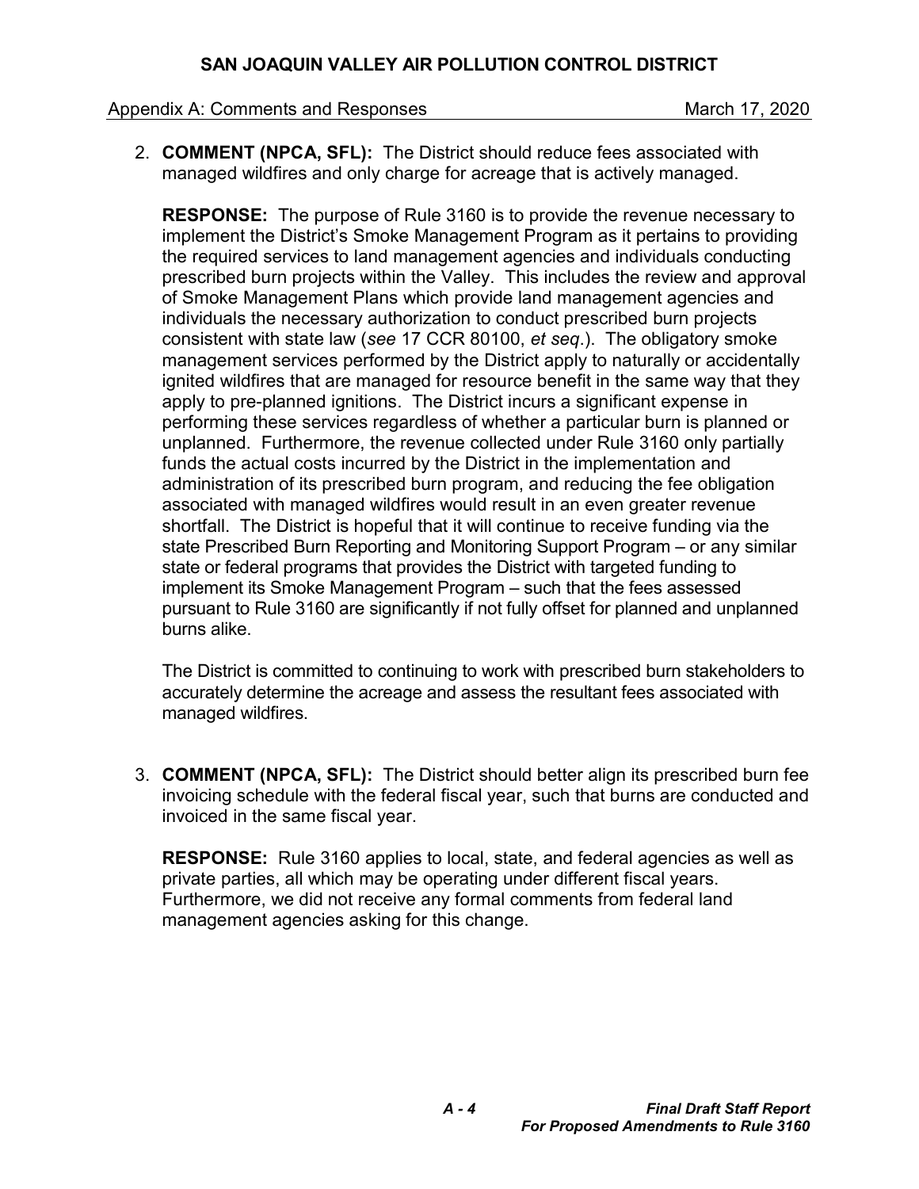2. **COMMENT (NPCA, SFL):** The District should reduce fees associated with managed wildfires and only charge for acreage that is actively managed.

   **RESPONSE:** The purpose of Rule 3160 is to provide the revenue necessary to implement the District's Smoke Management Program as it pertains to providing the required services to land management agencies and individuals conducting prescribed burn projects within the Valley. This includes the review and approval of Smoke Management Plans which provide land management agencies and individuals the necessary authorization to conduct prescribed burn projects consistent with state law (*see* 17 CCR 80100, *et seq*.). The obligatory smoke management services performed by the District apply to naturally or accidentally ignited wildfires that are managed for resource benefit in the same way that they apply to pre-planned ignitions. The District incurs a significant expense in performing these services regardless of whether a particular burn is planned or unplanned. Furthermore, the revenue collected under Rule 3160 only partially funds the actual costs incurred by the District in the implementation and administration of its prescribed burn program, and reducing the fee obligation associated with managed wildfires would result in an even greater revenue shortfall. The District is hopeful that it will continue to receive funding via the state Prescribed Burn Reporting and Monitoring Support Program – or any similar state or federal programs that provides the District with targeted funding to implement its Smoke Management Program – such that the fees assessed pursuant to Rule 3160 are significantly if not fully offset for planned and unplanned burns alike.

   The District is committed to continuing to work with prescribed burn stakeholders to accurately determine the acreage and assess the resultant fees associated with managed wildfires.

3. **COMMENT (NPCA, SFL):** The District should better align its prescribed burn fee invoicing schedule with the federal fiscal year, such that burns are conducted and invoiced in the same fiscal year.

   **RESPONSE:** Rule 3160 applies to local, state, and federal agencies as well as private parties, all which may be operating under different fiscal years. Furthermore, we did not receive any formal comments from federal land management agencies asking for this change.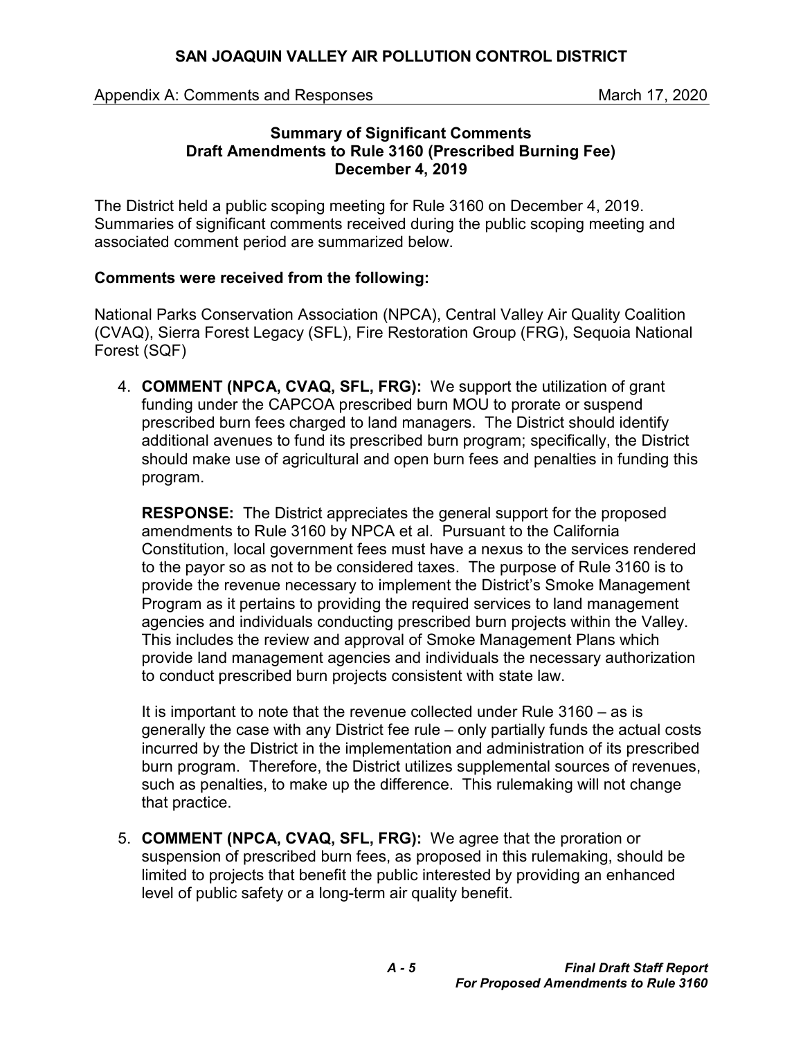## Summary of Significant Comments
## Draft Amendments to Rule 3160 (Prescribed Burning Fee)
## December 4, 2019

The District held a public scoping meeting for Rule 3160 on December 4, 2019. Summaries of significant comments received during the public scoping meeting and associated comment period are summarized below.

**Comments were received from the following:**

National Parks Conservation Association (NPCA), Central Valley Air Quality Coalition (CVAQ), Sierra Forest Legacy (SFL), Fire Restoration Group (FRG), Sequoia National Forest (SQF)

4. **COMMENT (NPCA, CVAQ, SFL, FRG):** We support the utilization of grant funding under the CAPCOA prescribed burn MOU to prorate or suspend prescribed burn fees charged to land managers. The District should identify additional avenues to fund its prescribed burn program; specifically, the District should make use of agricultural and open burn fees and penalties in funding this program.

   **RESPONSE:** The District appreciates the general support for the proposed amendments to Rule 3160 by NPCA et al. Pursuant to the California Constitution, local government fees must have a nexus to the services rendered to the payor so as not to be considered taxes. The purpose of Rule 3160 is to provide the revenue necessary to implement the District's Smoke Management Program as it pertains to providing the required services to land management agencies and individuals conducting prescribed burn projects within the Valley. This includes the review and approval of Smoke Management Plans which provide land management agencies and individuals the necessary authorization to conduct prescribed burn projects consistent with state law.

   It is important to note that the revenue collected under Rule 3160 – as is generally the case with any District fee rule – only partially funds the actual costs incurred by the District in the implementation and administration of its prescribed burn program. Therefore, the District utilizes supplemental sources of revenues, such as penalties, to make up the difference. This rulemaking will not change that practice.

5. **COMMENT (NPCA, CVAQ, SFL, FRG):** We agree that the proration or suspension of prescribed burn fees, as proposed in this rulemaking, should be limited to projects that benefit the public interested by providing an enhanced level of public safety or a long-term air quality benefit.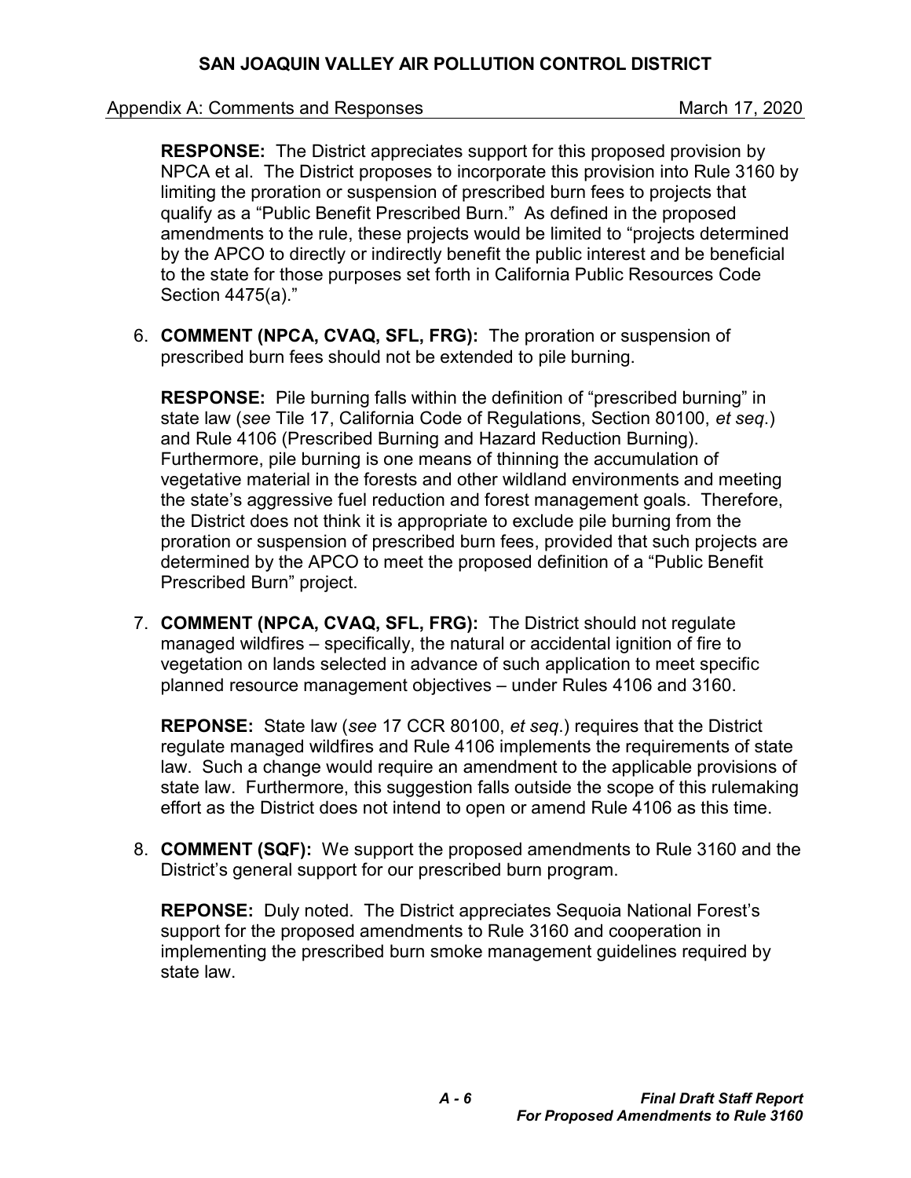**RESPONSE:** The District appreciates support for this proposed provision by NPCA et al. The District proposes to incorporate this provision into Rule 3160 by limiting the proration or suspension of prescribed burn fees to projects that qualify as a "Public Benefit Prescribed Burn." As defined in the proposed amendments to the rule, these projects would be limited to "projects determined by the APCO to directly or indirectly benefit the public interest and be beneficial to the state for those purposes set forth in California Public Resources Code Section 4475(a)."

6. **COMMENT (NPCA, CVAQ, SFL, FRG):** The proration or suspension of prescribed burn fees should not be extended to pile burning.

   **RESPONSE:** Pile burning falls within the definition of "prescribed burning" in state law (*see* Tile 17, California Code of Regulations, Section 80100, *et seq.*) and Rule 4106 (Prescribed Burning and Hazard Reduction Burning). Furthermore, pile burning is one means of thinning the accumulation of vegetative material in the forests and other wildland environments and meeting the state's aggressive fuel reduction and forest management goals. Therefore, the District does not think it is appropriate to exclude pile burning from the proration or suspension of prescribed burn fees, provided that such projects are determined by the APCO to meet the proposed definition of a "Public Benefit Prescribed Burn" project.

7. **COMMENT (NPCA, CVAQ, SFL, FRG):** The District should not regulate managed wildfires – specifically, the natural or accidental ignition of fire to vegetation on lands selected in advance of such application to meet specific planned resource management objectives – under Rules 4106 and 3160.

   **REPONSE:** State law (*see* 17 CCR 80100, *et seq*.) requires that the District regulate managed wildfires and Rule 4106 implements the requirements of state law. Such a change would require an amendment to the applicable provisions of state law. Furthermore, this suggestion falls outside the scope of this rulemaking effort as the District does not intend to open or amend Rule 4106 as this time.

8. **COMMENT (SQF):** We support the proposed amendments to Rule 3160 and the District's general support for our prescribed burn program.

   **REPONSE:** Duly noted. The District appreciates Sequoia National Forest's support for the proposed amendments to Rule 3160 and cooperation in implementing the prescribed burn smoke management guidelines required by state law.